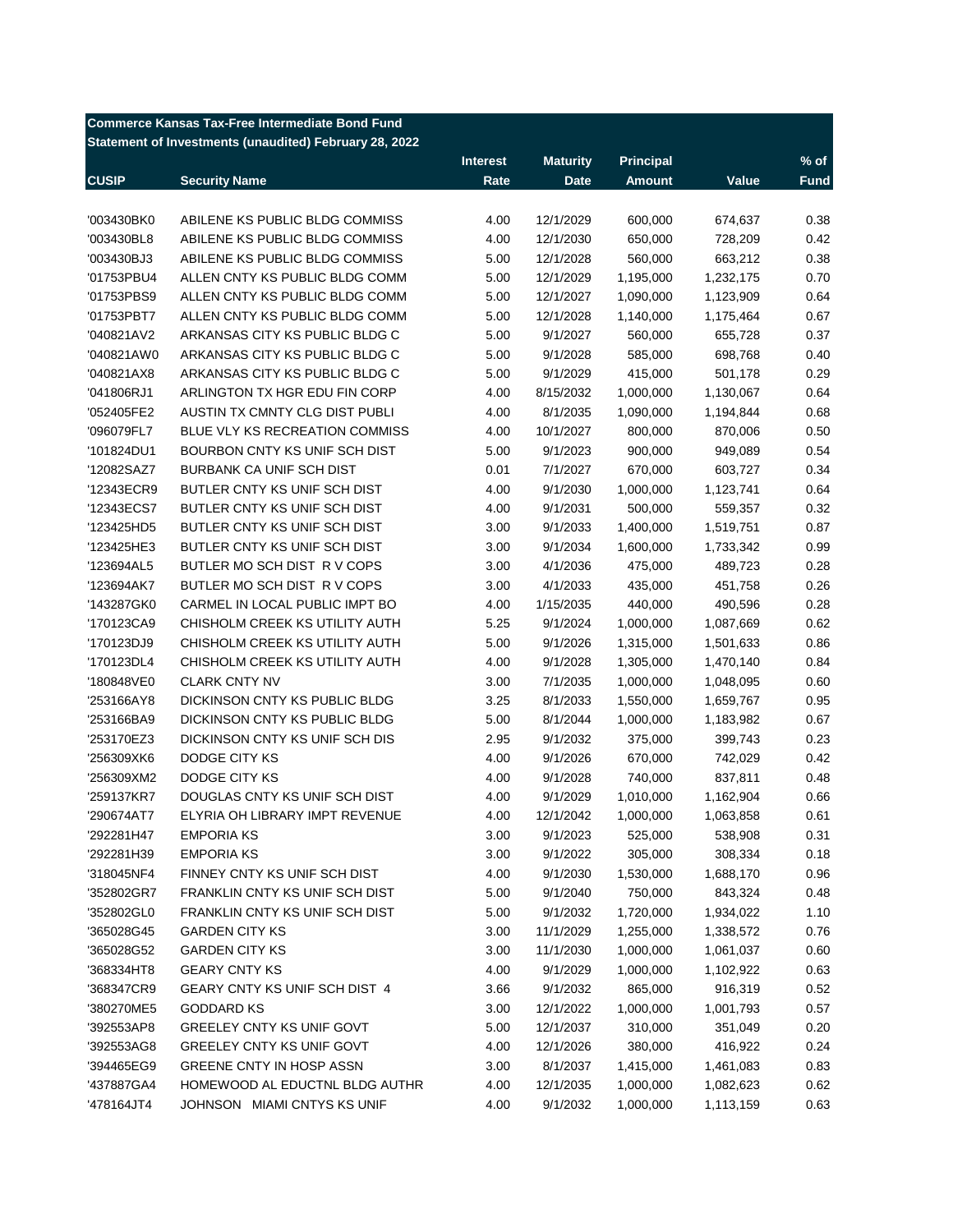**Commerce Kansas Tax-Free Intermediate Bond Fund**

**Statement of Investments (unaudited) February 28, 2022**

| CUSIP | Security Name | Interest Rate | Maturity Date | Principal Amount | Value | % of Fund |
|---|---|---|---|---|---|---|
| '003430BK0 | ABILENE KS PUBLIC BLDG COMMISS | 4.00 | 12/1/2029 | 600,000 | 674,637 | 0.38 |
| '003430BL8 | ABILENE KS PUBLIC BLDG COMMISS | 4.00 | 12/1/2030 | 650,000 | 728,209 | 0.42 |
| '003430BJ3 | ABILENE KS PUBLIC BLDG COMMISS | 5.00 | 12/1/2028 | 560,000 | 663,212 | 0.38 |
| '01753PBU4 | ALLEN CNTY KS PUBLIC BLDG COMM | 5.00 | 12/1/2029 | 1,195,000 | 1,232,175 | 0.70 |
| '01753PBS9 | ALLEN CNTY KS PUBLIC BLDG COMM | 5.00 | 12/1/2027 | 1,090,000 | 1,123,909 | 0.64 |
| '01753PBT7 | ALLEN CNTY KS PUBLIC BLDG COMM | 5.00 | 12/1/2028 | 1,140,000 | 1,175,464 | 0.67 |
| '040821AV2 | ARKANSAS CITY KS PUBLIC BLDG C | 5.00 | 9/1/2027 | 560,000 | 655,728 | 0.37 |
| '040821AW0 | ARKANSAS CITY KS PUBLIC BLDG C | 5.00 | 9/1/2028 | 585,000 | 698,768 | 0.40 |
| '040821AX8 | ARKANSAS CITY KS PUBLIC BLDG C | 5.00 | 9/1/2029 | 415,000 | 501,178 | 0.29 |
| '041806RJ1 | ARLINGTON TX HGR EDU FIN CORP | 4.00 | 8/15/2032 | 1,000,000 | 1,130,067 | 0.64 |
| '052405FE2 | AUSTIN TX CMNTY CLG DIST PUBLI | 4.00 | 8/1/2035 | 1,090,000 | 1,194,844 | 0.68 |
| '096079FL7 | BLUE VLY KS RECREATION COMMISS | 4.00 | 10/1/2027 | 800,000 | 870,006 | 0.50 |
| '101824DU1 | BOURBON CNTY KS UNIF SCH DIST | 5.00 | 9/1/2023 | 900,000 | 949,089 | 0.54 |
| '12082SAZ7 | BURBANK CA UNIF SCH DIST | 0.01 | 7/1/2027 | 670,000 | 603,727 | 0.34 |
| '12343ECR9 | BUTLER CNTY KS UNIF SCH DIST | 4.00 | 9/1/2030 | 1,000,000 | 1,123,741 | 0.64 |
| '12343ECS7 | BUTLER CNTY KS UNIF SCH DIST | 4.00 | 9/1/2031 | 500,000 | 559,357 | 0.32 |
| '123425HD5 | BUTLER CNTY KS UNIF SCH DIST | 3.00 | 9/1/2033 | 1,400,000 | 1,519,751 | 0.87 |
| '123425HE3 | BUTLER CNTY KS UNIF SCH DIST | 3.00 | 9/1/2034 | 1,600,000 | 1,733,342 | 0.99 |
| '123694AL5 | BUTLER MO SCH DIST R V COPS | 3.00 | 4/1/2036 | 475,000 | 489,723 | 0.28 |
| '123694AK7 | BUTLER MO SCH DIST R V COPS | 3.00 | 4/1/2033 | 435,000 | 451,758 | 0.26 |
| '143287GK0 | CARMEL IN LOCAL PUBLIC IMPT BO | 4.00 | 1/15/2035 | 440,000 | 490,596 | 0.28 |
| '170123CA9 | CHISHOLM CREEK KS UTILITY AUTH | 5.25 | 9/1/2024 | 1,000,000 | 1,087,669 | 0.62 |
| '170123DJ9 | CHISHOLM CREEK KS UTILITY AUTH | 5.00 | 9/1/2026 | 1,315,000 | 1,501,633 | 0.86 |
| '170123DL4 | CHISHOLM CREEK KS UTILITY AUTH | 4.00 | 9/1/2028 | 1,305,000 | 1,470,140 | 0.84 |
| '180848VE0 | CLARK CNTY NV | 3.00 | 7/1/2035 | 1,000,000 | 1,048,095 | 0.60 |
| '253166AY8 | DICKINSON CNTY KS PUBLIC BLDG | 3.25 | 8/1/2033 | 1,550,000 | 1,659,767 | 0.95 |
| '253166BA9 | DICKINSON CNTY KS PUBLIC BLDG | 5.00 | 8/1/2044 | 1,000,000 | 1,183,982 | 0.67 |
| '253170EZ3 | DICKINSON CNTY KS UNIF SCH DIS | 2.95 | 9/1/2032 | 375,000 | 399,743 | 0.23 |
| '256309XK6 | DODGE CITY KS | 4.00 | 9/1/2026 | 670,000 | 742,029 | 0.42 |
| '256309XM2 | DODGE CITY KS | 4.00 | 9/1/2028 | 740,000 | 837,811 | 0.48 |
| '259137KR7 | DOUGLAS CNTY KS UNIF SCH DIST | 4.00 | 9/1/2029 | 1,010,000 | 1,162,904 | 0.66 |
| '290674AT7 | ELYRIA OH LIBRARY IMPT REVENUE | 4.00 | 12/1/2042 | 1,000,000 | 1,063,858 | 0.61 |
| '292281H47 | EMPORIA KS | 3.00 | 9/1/2023 | 525,000 | 538,908 | 0.31 |
| '292281H39 | EMPORIA KS | 3.00 | 9/1/2022 | 305,000 | 308,334 | 0.18 |
| '318045NF4 | FINNEY CNTY KS UNIF SCH DIST | 4.00 | 9/1/2030 | 1,530,000 | 1,688,170 | 0.96 |
| '352802GR7 | FRANKLIN CNTY KS UNIF SCH DIST | 5.00 | 9/1/2040 | 750,000 | 843,324 | 0.48 |
| '352802GL0 | FRANKLIN CNTY KS UNIF SCH DIST | 5.00 | 9/1/2032 | 1,720,000 | 1,934,022 | 1.10 |
| '365028G45 | GARDEN CITY KS | 3.00 | 11/1/2029 | 1,255,000 | 1,338,572 | 0.76 |
| '365028G52 | GARDEN CITY KS | 3.00 | 11/1/2030 | 1,000,000 | 1,061,037 | 0.60 |
| '368334HT8 | GEARY CNTY KS | 4.00 | 9/1/2029 | 1,000,000 | 1,102,922 | 0.63 |
| '368347CR9 | GEARY CNTY KS UNIF SCH DIST 4 | 3.66 | 9/1/2032 | 865,000 | 916,319 | 0.52 |
| '380270ME5 | GODDARD KS | 3.00 | 12/1/2022 | 1,000,000 | 1,001,793 | 0.57 |
| '392553AP8 | GREELEY CNTY KS UNIF GOVT | 5.00 | 12/1/2037 | 310,000 | 351,049 | 0.20 |
| '392553AG8 | GREELEY CNTY KS UNIF GOVT | 4.00 | 12/1/2026 | 380,000 | 416,922 | 0.24 |
| '394465EG9 | GREENE CNTY IN HOSP ASSN | 3.00 | 8/1/2037 | 1,415,000 | 1,461,083 | 0.83 |
| '437887GA4 | HOMEWOOD AL EDUCTNL BLDG AUTHR | 4.00 | 12/1/2035 | 1,000,000 | 1,082,623 | 0.62 |
| '478164JT4 | JOHNSON MIAMI CNTYS KS UNIF | 4.00 | 9/1/2032 | 1,000,000 | 1,113,159 | 0.63 |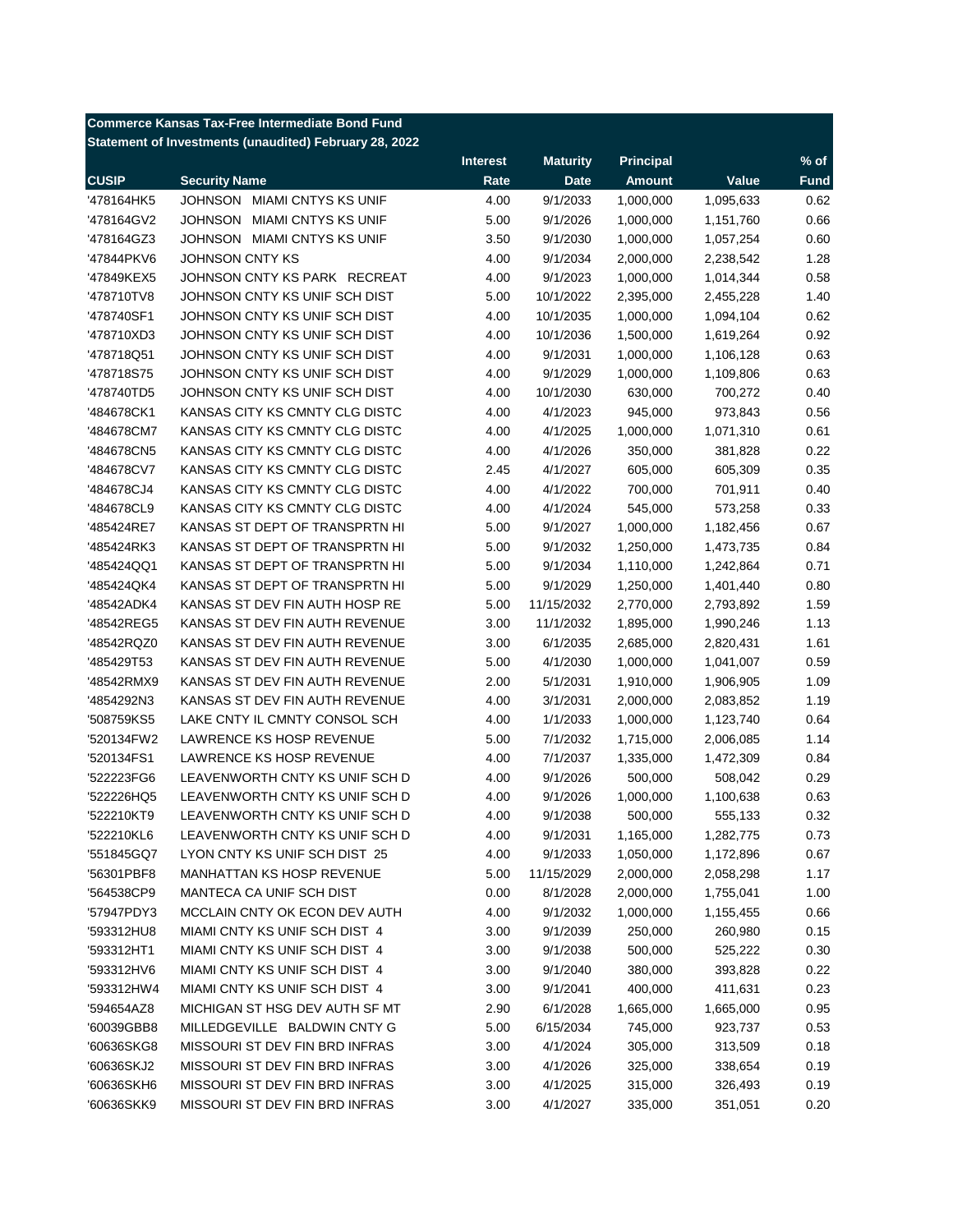**Commerce Kansas Tax-Free Intermediate Bond Fund**
**Statement of Investments (unaudited) February 28, 2022**

| CUSIP | Security Name | Interest Rate | Maturity Date | Principal Amount | Value | % of Fund |
|---|---|---|---|---|---|---|
| '478164HK5 | JOHNSON MIAMI CNTYS KS UNIF | 4.00 | 9/1/2033 | 1,000,000 | 1,095,633 | 0.62 |
| '478164GV2 | JOHNSON MIAMI CNTYS KS UNIF | 5.00 | 9/1/2026 | 1,000,000 | 1,151,760 | 0.66 |
| '478164GZ3 | JOHNSON MIAMI CNTYS KS UNIF | 3.50 | 9/1/2030 | 1,000,000 | 1,057,254 | 0.60 |
| '47844PKV6 | JOHNSON CNTY KS | 4.00 | 9/1/2034 | 2,000,000 | 2,238,542 | 1.28 |
| '47849KEX5 | JOHNSON CNTY KS PARK RECREAT | 4.00 | 9/1/2023 | 1,000,000 | 1,014,344 | 0.58 |
| '478710TV8 | JOHNSON CNTY KS UNIF SCH DIST | 5.00 | 10/1/2022 | 2,395,000 | 2,455,228 | 1.40 |
| '478740SF1 | JOHNSON CNTY KS UNIF SCH DIST | 4.00 | 10/1/2035 | 1,000,000 | 1,094,104 | 0.62 |
| '478710XD3 | JOHNSON CNTY KS UNIF SCH DIST | 4.00 | 10/1/2036 | 1,500,000 | 1,619,264 | 0.92 |
| '478718Q51 | JOHNSON CNTY KS UNIF SCH DIST | 4.00 | 9/1/2031 | 1,000,000 | 1,106,128 | 0.63 |
| '478718S75 | JOHNSON CNTY KS UNIF SCH DIST | 4.00 | 9/1/2029 | 1,000,000 | 1,109,806 | 0.63 |
| '478740TD5 | JOHNSON CNTY KS UNIF SCH DIST | 4.00 | 10/1/2030 | 630,000 | 700,272 | 0.40 |
| '484678CK1 | KANSAS CITY KS CMNTY CLG DISTC | 4.00 | 4/1/2023 | 945,000 | 973,843 | 0.56 |
| '484678CM7 | KANSAS CITY KS CMNTY CLG DISTC | 4.00 | 4/1/2025 | 1,000,000 | 1,071,310 | 0.61 |
| '484678CN5 | KANSAS CITY KS CMNTY CLG DISTC | 4.00 | 4/1/2026 | 350,000 | 381,828 | 0.22 |
| '484678CV7 | KANSAS CITY KS CMNTY CLG DISTC | 2.45 | 4/1/2027 | 605,000 | 605,309 | 0.35 |
| '484678CJ4 | KANSAS CITY KS CMNTY CLG DISTC | 4.00 | 4/1/2022 | 700,000 | 701,911 | 0.40 |
| '484678CL9 | KANSAS CITY KS CMNTY CLG DISTC | 4.00 | 4/1/2024 | 545,000 | 573,258 | 0.33 |
| '485424RE7 | KANSAS ST DEPT OF TRANSPRTN HI | 5.00 | 9/1/2027 | 1,000,000 | 1,182,456 | 0.67 |
| '485424RK3 | KANSAS ST DEPT OF TRANSPRTN HI | 5.00 | 9/1/2032 | 1,250,000 | 1,473,735 | 0.84 |
| '485424QQ1 | KANSAS ST DEPT OF TRANSPRTN HI | 5.00 | 9/1/2034 | 1,110,000 | 1,242,864 | 0.71 |
| '485424QK4 | KANSAS ST DEPT OF TRANSPRTN HI | 5.00 | 9/1/2029 | 1,250,000 | 1,401,440 | 0.80 |
| '48542ADK4 | KANSAS ST DEV FIN AUTH HOSP RE | 5.00 | 11/15/2032 | 2,770,000 | 2,793,892 | 1.59 |
| '48542REG5 | KANSAS ST DEV FIN AUTH REVENUE | 3.00 | 11/1/2032 | 1,895,000 | 1,990,246 | 1.13 |
| '48542RQZ0 | KANSAS ST DEV FIN AUTH REVENUE | 3.00 | 6/1/2035 | 2,685,000 | 2,820,431 | 1.61 |
| '485429T53 | KANSAS ST DEV FIN AUTH REVENUE | 5.00 | 4/1/2030 | 1,000,000 | 1,041,007 | 0.59 |
| '48542RMX9 | KANSAS ST DEV FIN AUTH REVENUE | 2.00 | 5/1/2031 | 1,910,000 | 1,906,905 | 1.09 |
| '4854292N3 | KANSAS ST DEV FIN AUTH REVENUE | 4.00 | 3/1/2031 | 2,000,000 | 2,083,852 | 1.19 |
| '508759KS5 | LAKE CNTY IL CMNTY CONSOL SCH | 4.00 | 1/1/2033 | 1,000,000 | 1,123,740 | 0.64 |
| '520134FW2 | LAWRENCE KS HOSP REVENUE | 5.00 | 7/1/2032 | 1,715,000 | 2,006,085 | 1.14 |
| '520134FS1 | LAWRENCE KS HOSP REVENUE | 4.00 | 7/1/2037 | 1,335,000 | 1,472,309 | 0.84 |
| '522223FG6 | LEAVENWORTH CNTY KS UNIF SCH D | 4.00 | 9/1/2026 | 500,000 | 508,042 | 0.29 |
| '522226HQ5 | LEAVENWORTH CNTY KS UNIF SCH D | 4.00 | 9/1/2026 | 1,000,000 | 1,100,638 | 0.63 |
| '522210KT9 | LEAVENWORTH CNTY KS UNIF SCH D | 4.00 | 9/1/2038 | 500,000 | 555,133 | 0.32 |
| '522210KL6 | LEAVENWORTH CNTY KS UNIF SCH D | 4.00 | 9/1/2031 | 1,165,000 | 1,282,775 | 0.73 |
| '551845GQ7 | LYON CNTY KS UNIF SCH DIST 25 | 4.00 | 9/1/2033 | 1,050,000 | 1,172,896 | 0.67 |
| '56301PBF8 | MANHATTAN KS HOSP REVENUE | 5.00 | 11/15/2029 | 2,000,000 | 2,058,298 | 1.17 |
| '564538CP9 | MANTECA CA UNIF SCH DIST | 0.00 | 8/1/2028 | 2,000,000 | 1,755,041 | 1.00 |
| '57947PDY3 | MCCLAIN CNTY OK ECON DEV AUTH | 4.00 | 9/1/2032 | 1,000,000 | 1,155,455 | 0.66 |
| '593312HU8 | MIAMI CNTY KS UNIF SCH DIST 4 | 3.00 | 9/1/2039 | 250,000 | 260,980 | 0.15 |
| '593312HT1 | MIAMI CNTY KS UNIF SCH DIST 4 | 3.00 | 9/1/2038 | 500,000 | 525,222 | 0.30 |
| '593312HV6 | MIAMI CNTY KS UNIF SCH DIST 4 | 3.00 | 9/1/2040 | 380,000 | 393,828 | 0.22 |
| '593312HW4 | MIAMI CNTY KS UNIF SCH DIST 4 | 3.00 | 9/1/2041 | 400,000 | 411,631 | 0.23 |
| '594654AZ8 | MICHIGAN ST HSG DEV AUTH SF MT | 2.90 | 6/1/2028 | 1,665,000 | 1,665,000 | 0.95 |
| '60039GBB8 | MILLEDGEVILLE BALDWIN CNTY G | 5.00 | 6/15/2034 | 745,000 | 923,737 | 0.53 |
| '60636SKG8 | MISSOURI ST DEV FIN BRD INFRAS | 3.00 | 4/1/2024 | 305,000 | 313,509 | 0.18 |
| '60636SKJ2 | MISSOURI ST DEV FIN BRD INFRAS | 3.00 | 4/1/2026 | 325,000 | 338,654 | 0.19 |
| '60636SKH6 | MISSOURI ST DEV FIN BRD INFRAS | 3.00 | 4/1/2025 | 315,000 | 326,493 | 0.19 |
| '60636SKK9 | MISSOURI ST DEV FIN BRD INFRAS | 3.00 | 4/1/2027 | 335,000 | 351,051 | 0.20 |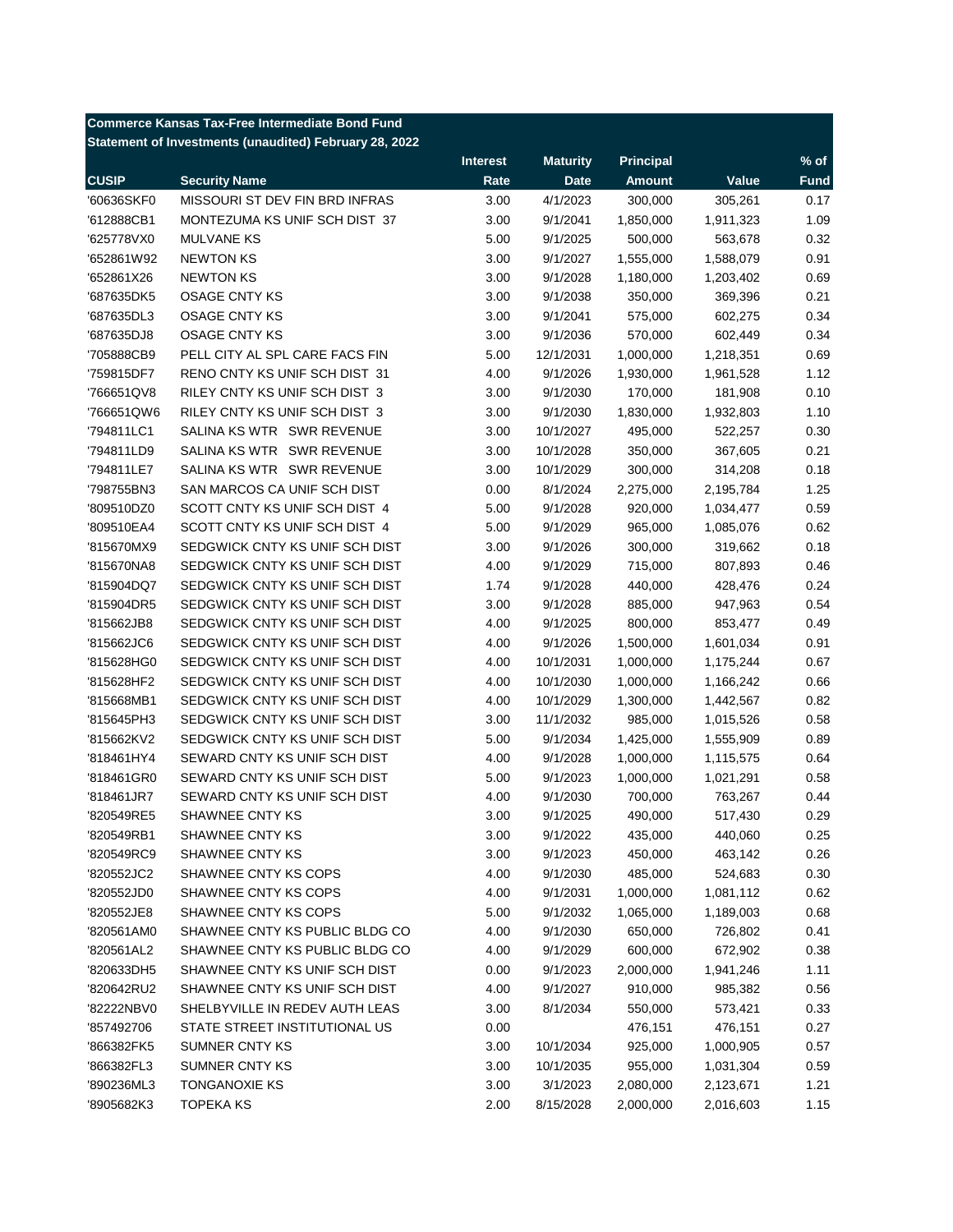**Commerce Kansas Tax-Free Intermediate Bond Fund**
**Statement of Investments (unaudited) February 28, 2022**

| CUSIP | Security Name | Interest Rate | Maturity Date | Principal Amount | Value | % of Fund |
|---|---|---|---|---|---|---|
| '60636SKF0 | MISSOURI ST DEV FIN BRD INFRAS | 3.00 | 4/1/2023 | 300,000 | 305,261 | 0.17 |
| '612888CB1 | MONTEZUMA KS UNIF SCH DIST 37 | 3.00 | 9/1/2041 | 1,850,000 | 1,911,323 | 1.09 |
| '625778VX0 | MULVANE KS | 5.00 | 9/1/2025 | 500,000 | 563,678 | 0.32 |
| '652861W92 | NEWTON KS | 3.00 | 9/1/2027 | 1,555,000 | 1,588,079 | 0.91 |
| '652861X26 | NEWTON KS | 3.00 | 9/1/2028 | 1,180,000 | 1,203,402 | 0.69 |
| '687635DK5 | OSAGE CNTY KS | 3.00 | 9/1/2038 | 350,000 | 369,396 | 0.21 |
| '687635DL3 | OSAGE CNTY KS | 3.00 | 9/1/2041 | 575,000 | 602,275 | 0.34 |
| '687635DJ8 | OSAGE CNTY KS | 3.00 | 9/1/2036 | 570,000 | 602,449 | 0.34 |
| '705888CB9 | PELL CITY AL SPL CARE FACS FIN | 5.00 | 12/1/2031 | 1,000,000 | 1,218,351 | 0.69 |
| '759815DF7 | RENO CNTY KS UNIF SCH DIST 31 | 4.00 | 9/1/2026 | 1,930,000 | 1,961,528 | 1.12 |
| '766651QV8 | RILEY CNTY KS UNIF SCH DIST 3 | 3.00 | 9/1/2030 | 170,000 | 181,908 | 0.10 |
| '766651QW6 | RILEY CNTY KS UNIF SCH DIST 3 | 3.00 | 9/1/2030 | 1,830,000 | 1,932,803 | 1.10 |
| '794811LC1 | SALINA KS WTR SWR REVENUE | 3.00 | 10/1/2027 | 495,000 | 522,257 | 0.30 |
| '794811LD9 | SALINA KS WTR SWR REVENUE | 3.00 | 10/1/2028 | 350,000 | 367,605 | 0.21 |
| '794811LE7 | SALINA KS WTR SWR REVENUE | 3.00 | 10/1/2029 | 300,000 | 314,208 | 0.18 |
| '798755BN3 | SAN MARCOS CA UNIF SCH DIST | 0.00 | 8/1/2024 | 2,275,000 | 2,195,784 | 1.25 |
| '809510DZ0 | SCOTT CNTY KS UNIF SCH DIST 4 | 5.00 | 9/1/2028 | 920,000 | 1,034,477 | 0.59 |
| '809510EA4 | SCOTT CNTY KS UNIF SCH DIST 4 | 5.00 | 9/1/2029 | 965,000 | 1,085,076 | 0.62 |
| '815670MX9 | SEDGWICK CNTY KS UNIF SCH DIST | 3.00 | 9/1/2026 | 300,000 | 319,662 | 0.18 |
| '815670NA8 | SEDGWICK CNTY KS UNIF SCH DIST | 4.00 | 9/1/2029 | 715,000 | 807,893 | 0.46 |
| '815904DQ7 | SEDGWICK CNTY KS UNIF SCH DIST | 1.74 | 9/1/2028 | 440,000 | 428,476 | 0.24 |
| '815904DR5 | SEDGWICK CNTY KS UNIF SCH DIST | 3.00 | 9/1/2028 | 885,000 | 947,963 | 0.54 |
| '815662JB8 | SEDGWICK CNTY KS UNIF SCH DIST | 4.00 | 9/1/2025 | 800,000 | 853,477 | 0.49 |
| '815662JC6 | SEDGWICK CNTY KS UNIF SCH DIST | 4.00 | 9/1/2026 | 1,500,000 | 1,601,034 | 0.91 |
| '815628HG0 | SEDGWICK CNTY KS UNIF SCH DIST | 4.00 | 10/1/2031 | 1,000,000 | 1,175,244 | 0.67 |
| '815628HF2 | SEDGWICK CNTY KS UNIF SCH DIST | 4.00 | 10/1/2030 | 1,000,000 | 1,166,242 | 0.66 |
| '815668MB1 | SEDGWICK CNTY KS UNIF SCH DIST | 4.00 | 10/1/2029 | 1,300,000 | 1,442,567 | 0.82 |
| '815645PH3 | SEDGWICK CNTY KS UNIF SCH DIST | 3.00 | 11/1/2032 | 985,000 | 1,015,526 | 0.58 |
| '815662KV2 | SEDGWICK CNTY KS UNIF SCH DIST | 5.00 | 9/1/2034 | 1,425,000 | 1,555,909 | 0.89 |
| '818461HY4 | SEWARD CNTY KS UNIF SCH DIST | 4.00 | 9/1/2028 | 1,000,000 | 1,115,575 | 0.64 |
| '818461GR0 | SEWARD CNTY KS UNIF SCH DIST | 5.00 | 9/1/2023 | 1,000,000 | 1,021,291 | 0.58 |
| '818461JR7 | SEWARD CNTY KS UNIF SCH DIST | 4.00 | 9/1/2030 | 700,000 | 763,267 | 0.44 |
| '820549RE5 | SHAWNEE CNTY KS | 3.00 | 9/1/2025 | 490,000 | 517,430 | 0.29 |
| '820549RB1 | SHAWNEE CNTY KS | 3.00 | 9/1/2022 | 435,000 | 440,060 | 0.25 |
| '820549RC9 | SHAWNEE CNTY KS | 3.00 | 9/1/2023 | 450,000 | 463,142 | 0.26 |
| '820552JC2 | SHAWNEE CNTY KS COPS | 4.00 | 9/1/2030 | 485,000 | 524,683 | 0.30 |
| '820552JD0 | SHAWNEE CNTY KS COPS | 4.00 | 9/1/2031 | 1,000,000 | 1,081,112 | 0.62 |
| '820552JE8 | SHAWNEE CNTY KS COPS | 5.00 | 9/1/2032 | 1,065,000 | 1,189,003 | 0.68 |
| '820561AM0 | SHAWNEE CNTY KS PUBLIC BLDG CO | 4.00 | 9/1/2030 | 650,000 | 726,802 | 0.41 |
| '820561AL2 | SHAWNEE CNTY KS PUBLIC BLDG CO | 4.00 | 9/1/2029 | 600,000 | 672,902 | 0.38 |
| '820633DH5 | SHAWNEE CNTY KS UNIF SCH DIST | 0.00 | 9/1/2023 | 2,000,000 | 1,941,246 | 1.11 |
| '820642RU2 | SHAWNEE CNTY KS UNIF SCH DIST | 4.00 | 9/1/2027 | 910,000 | 985,382 | 0.56 |
| '82222NBV0 | SHELBYVILLE IN REDEV AUTH LEAS | 3.00 | 8/1/2034 | 550,000 | 573,421 | 0.33 |
| '857492706 | STATE STREET INSTITUTIONAL US | 0.00 | | 476,151 | 476,151 | 0.27 |
| '866382FK5 | SUMNER CNTY KS | 3.00 | 10/1/2034 | 925,000 | 1,000,905 | 0.57 |
| '866382FL3 | SUMNER CNTY KS | 3.00 | 10/1/2035 | 955,000 | 1,031,304 | 0.59 |
| '890236ML3 | TONGANOXIE KS | 3.00 | 3/1/2023 | 2,080,000 | 2,123,671 | 1.21 |
| '8905682K3 | TOPEKA KS | 2.00 | 8/15/2028 | 2,000,000 | 2,016,603 | 1.15 |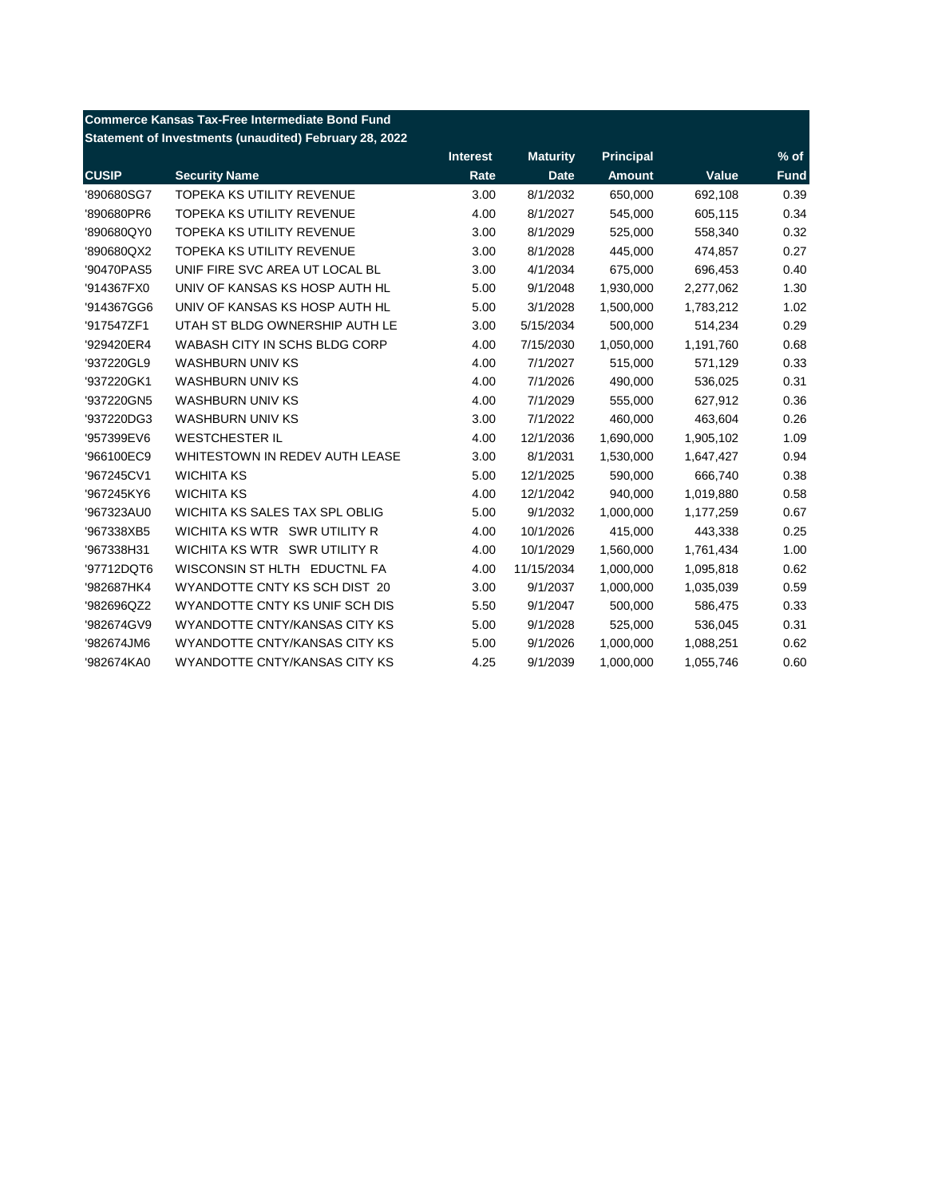**Commerce Kansas Tax-Free Intermediate Bond Fund**

**Statement of Investments (unaudited) February 28, 2022**

| CUSIP | Security Name | Interest Rate | Maturity Date | Principal Amount | Value | % of Fund |
|---|---|---|---|---|---|---|
| '890680SG7 | TOPEKA KS UTILITY REVENUE | 3.00 | 8/1/2032 | 650,000 | 692,108 | 0.39 |
| '890680PR6 | TOPEKA KS UTILITY REVENUE | 4.00 | 8/1/2027 | 545,000 | 605,115 | 0.34 |
| '890680QY0 | TOPEKA KS UTILITY REVENUE | 3.00 | 8/1/2029 | 525,000 | 558,340 | 0.32 |
| '890680QX2 | TOPEKA KS UTILITY REVENUE | 3.00 | 8/1/2028 | 445,000 | 474,857 | 0.27 |
| '90470PAS5 | UNIF FIRE SVC AREA UT LOCAL BL | 3.00 | 4/1/2034 | 675,000 | 696,453 | 0.40 |
| '914367FX0 | UNIV OF KANSAS KS HOSP AUTH HL | 5.00 | 9/1/2048 | 1,930,000 | 2,277,062 | 1.30 |
| '914367GG6 | UNIV OF KANSAS KS HOSP AUTH HL | 5.00 | 3/1/2028 | 1,500,000 | 1,783,212 | 1.02 |
| '917547ZF1 | UTAH ST BLDG OWNERSHIP AUTH LE | 3.00 | 5/15/2034 | 500,000 | 514,234 | 0.29 |
| '929420ER4 | WABASH CITY IN SCHS BLDG CORP | 4.00 | 7/15/2030 | 1,050,000 | 1,191,760 | 0.68 |
| '937220GL9 | WASHBURN UNIV KS | 4.00 | 7/1/2027 | 515,000 | 571,129 | 0.33 |
| '937220GK1 | WASHBURN UNIV KS | 4.00 | 7/1/2026 | 490,000 | 536,025 | 0.31 |
| '937220GN5 | WASHBURN UNIV KS | 4.00 | 7/1/2029 | 555,000 | 627,912 | 0.36 |
| '937220DG3 | WASHBURN UNIV KS | 3.00 | 7/1/2022 | 460,000 | 463,604 | 0.26 |
| '957399EV6 | WESTCHESTER IL | 4.00 | 12/1/2036 | 1,690,000 | 1,905,102 | 1.09 |
| '966100EC9 | WHITESTOWN IN REDEV AUTH LEASE | 3.00 | 8/1/2031 | 1,530,000 | 1,647,427 | 0.94 |
| '967245CV1 | WICHITA KS | 5.00 | 12/1/2025 | 590,000 | 666,740 | 0.38 |
| '967245KY6 | WICHITA KS | 4.00 | 12/1/2042 | 940,000 | 1,019,880 | 0.58 |
| '967323AU0 | WICHITA KS SALES TAX SPL OBLIG | 5.00 | 9/1/2032 | 1,000,000 | 1,177,259 | 0.67 |
| '967338XB5 | WICHITA KS WTR SWR UTILITY R | 4.00 | 10/1/2026 | 415,000 | 443,338 | 0.25 |
| '967338H31 | WICHITA KS WTR SWR UTILITY R | 4.00 | 10/1/2029 | 1,560,000 | 1,761,434 | 1.00 |
| '97712DQT6 | WISCONSIN ST HLTH EDUCTNL FA | 4.00 | 11/15/2034 | 1,000,000 | 1,095,818 | 0.62 |
| '982687HK4 | WYANDOTTE CNTY KS SCH DIST 20 | 3.00 | 9/1/2037 | 1,000,000 | 1,035,039 | 0.59 |
| '982696QZ2 | WYANDOTTE CNTY KS UNIF SCH DIS | 5.50 | 9/1/2047 | 500,000 | 586,475 | 0.33 |
| '982674GV9 | WYANDOTTE CNTY/KANSAS CITY KS | 5.00 | 9/1/2028 | 525,000 | 536,045 | 0.31 |
| '982674JM6 | WYANDOTTE CNTY/KANSAS CITY KS | 5.00 | 9/1/2026 | 1,000,000 | 1,088,251 | 0.62 |
| '982674KA0 | WYANDOTTE CNTY/KANSAS CITY KS | 4.25 | 9/1/2039 | 1,000,000 | 1,055,746 | 0.60 |